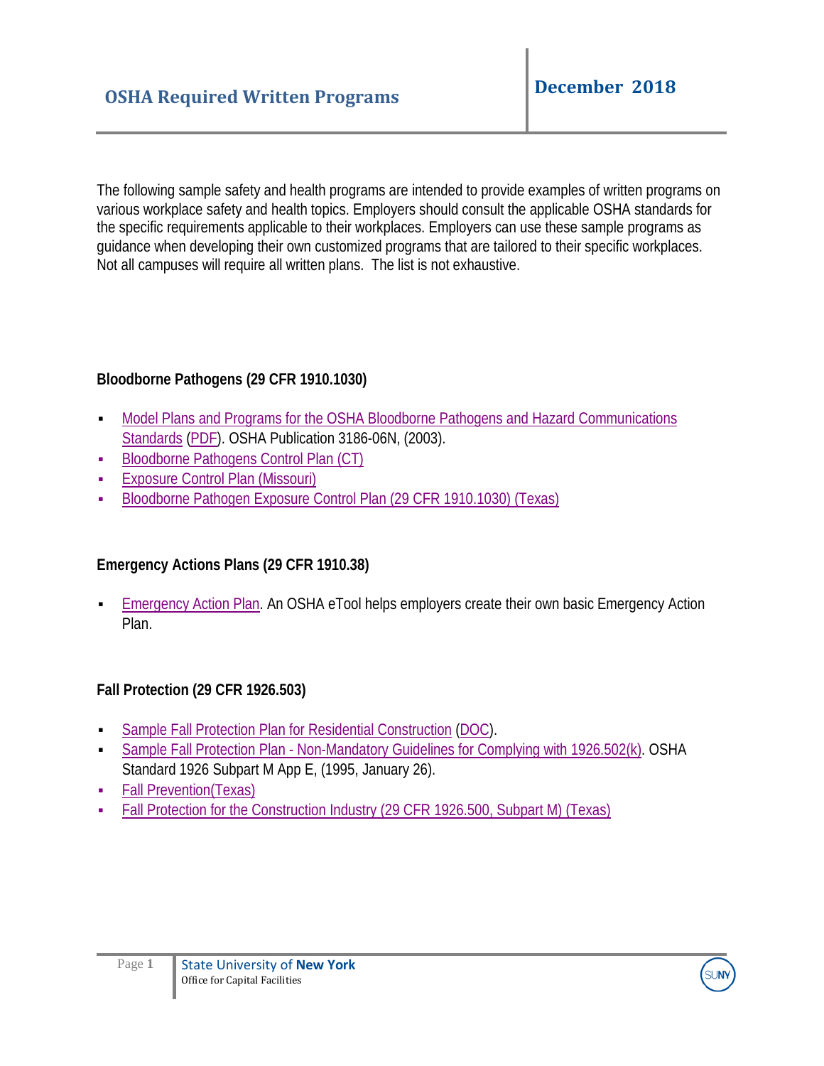# OSHA Required Written Programs

**December 2018**

The following sample safety and health programs are intended to provide examples of written programs on various workplace safety and health topics. Employers should consult the applicable OSHA standards for the specific requirements applicable to their workplaces. Employers can use these sample programs as guidance when developing their own customized programs that are tailored to their specific workplaces. Not all campuses will require all written plans. The list is not exhaustive.

### Bloodborne Pathogens (29 CFR 1910.1030)

- Model Plans and Programs for the OSHA Bloodborne Pathogens and Hazard Communications Standards (PDF). OSHA Publication 3186-06N, (2003).
- Bloodborne Pathogens Control Plan (CT)
- Exposure Control Plan (Missouri)
- Bloodborne Pathogen Exposure Control Plan (29 CFR 1910.1030) (Texas)

### Emergency Actions Plans (29 CFR 1910.38)

- Emergency Action Plan. An OSHA eTool helps employers create their own basic Emergency Action Plan.

### Fall Protection (29 CFR 1926.503)

- Sample Fall Protection Plan for Residential Construction (DOC).
- Sample Fall Protection Plan - Non-Mandatory Guidelines for Complying with 1926.502(k). OSHA Standard 1926 Subpart M App E, (1995, January 26).
- Fall Prevention(Texas)
- Fall Protection for the Construction Industry (29 CFR 1926.500, Subpart M) (Texas)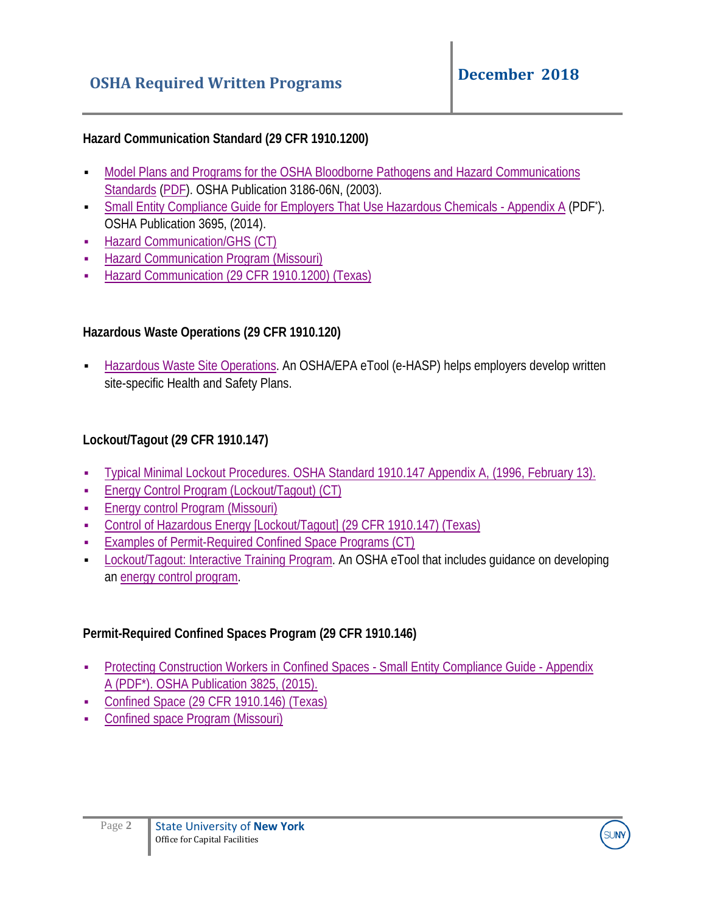### Hazard Communication Standard (29 CFR 1910.1200)

- Model Plans and Programs for the OSHA Bloodborne Pathogens and Hazard Communications Standards (PDF). OSHA Publication 3186-06N, (2003).
- Small Entity Compliance Guide for Employers That Use Hazardous Chemicals - Appendix A (PDF*). OSHA Publication 3695, (2014).
- Hazard Communication/GHS (CT)
- Hazard Communication Program (Missouri)
- Hazard Communication (29 CFR 1910.1200) (Texas)

### Hazardous Waste Operations (29 CFR 1910.120)

- Hazardous Waste Site Operations. An OSHA/EPA eTool (e-HASP) helps employers develop written site-specific Health and Safety Plans.

### Lockout/Tagout (29 CFR 1910.147)

- Typical Minimal Lockout Procedures. OSHA Standard 1910.147 Appendix A, (1996, February 13).
- Energy Control Program (Lockout/Tagout) (CT)
- Energy control Program (Missouri)
- Control of Hazardous Energy [Lockout/Tagout] (29 CFR 1910.147) (Texas)
- Examples of Permit-Required Confined Space Programs (CT)
- Lockout/Tagout: Interactive Training Program. An OSHA eTool that includes guidance on developing an energy control program.

### Permit-Required Confined Spaces Program (29 CFR 1910.146)

- Protecting Construction Workers in Confined Spaces - Small Entity Compliance Guide - Appendix A (PDF*). OSHA Publication 3825, (2015).
- Confined Space (29 CFR 1910.146) (Texas)
- Confined space Program (Missouri)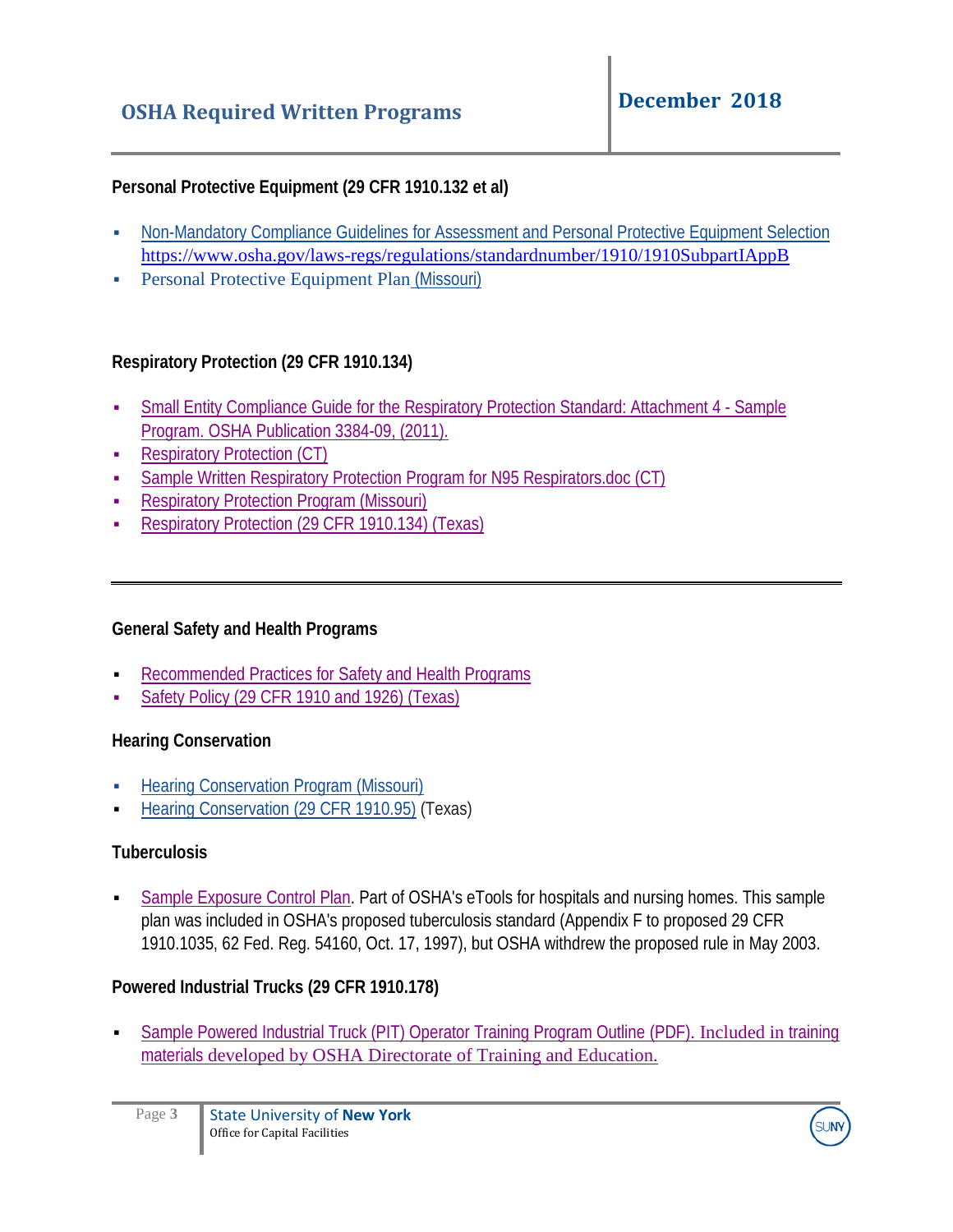### Personal Protective Equipment (29 CFR 1910.132 et al)

- Non-Mandatory Compliance Guidelines for Assessment and Personal Protective Equipment Selection https://www.osha.gov/laws-regs/regulations/standardnumber/1910/1910SubpartIAppB
- Personal Protective Equipment Plan (Missouri)

### Respiratory Protection (29 CFR 1910.134)

- Small Entity Compliance Guide for the Respiratory Protection Standard: Attachment 4 - Sample Program. OSHA Publication 3384-09, (2011).
- Respiratory Protection (CT)
- Sample Written Respiratory Protection Program for N95 Respirators.doc (CT)
- Respiratory Protection Program (Missouri)
- Respiratory Protection (29 CFR 1910.134) (Texas)

---

### General Safety and Health Programs

- Recommended Practices for Safety and Health Programs
- Safety Policy (29 CFR 1910 and 1926) (Texas)

### Hearing Conservation

- Hearing Conservation Program (Missouri)
- Hearing Conservation (29 CFR 1910.95) (Texas)

### Tuberculosis

- Sample Exposure Control Plan. Part of OSHA's eTools for hospitals and nursing homes. This sample plan was included in OSHA's proposed tuberculosis standard (Appendix F to proposed 29 CFR 1910.1035, 62 Fed. Reg. 54160, Oct. 17, 1997), but OSHA withdrew the proposed rule in May 2003.

### Powered Industrial Trucks (29 CFR 1910.178)

- Sample Powered Industrial Truck (PIT) Operator Training Program Outline (PDF). Included in training materials developed by OSHA Directorate of Training and Education.